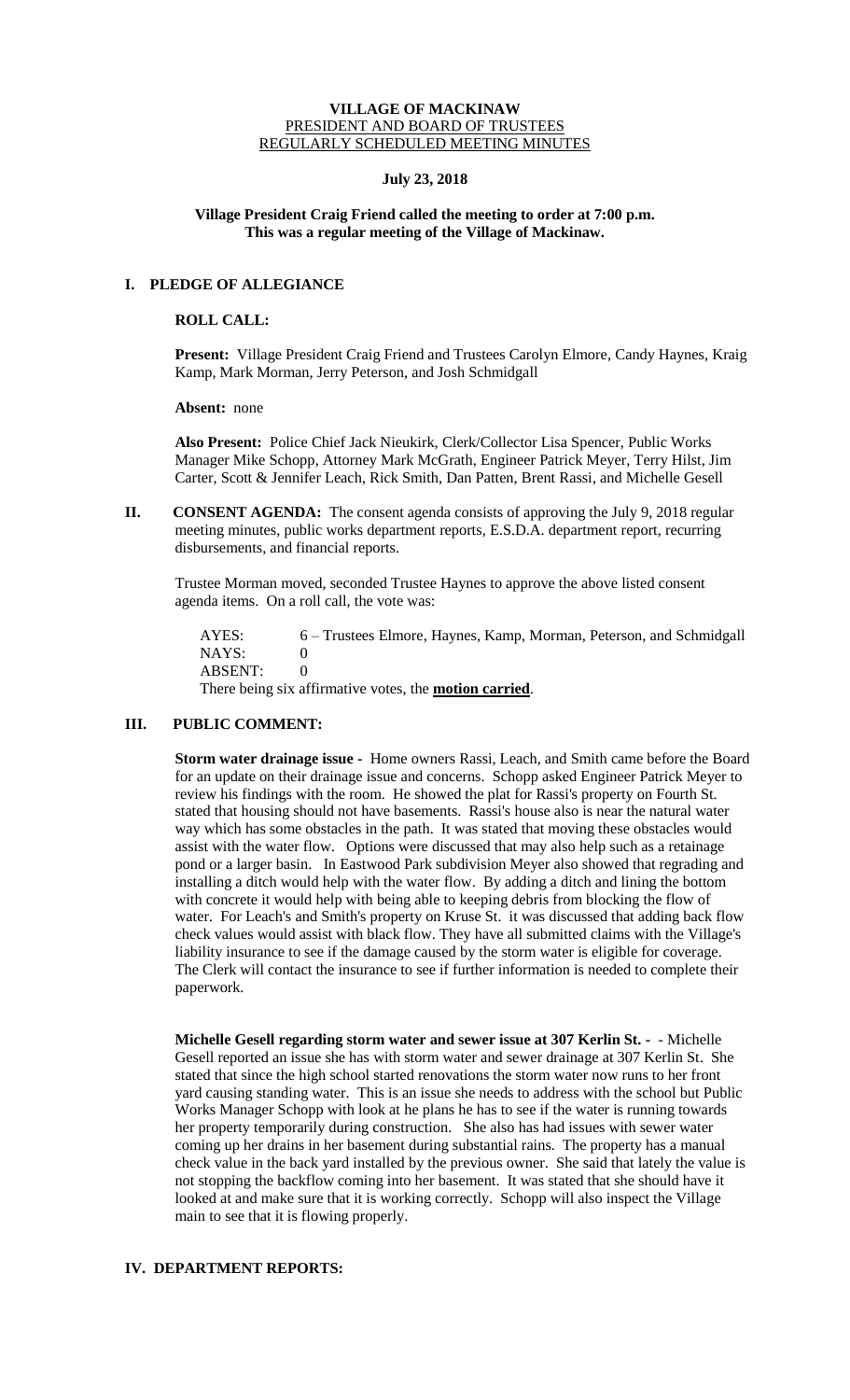# VILLAGE OF MACKINAW

PRESIDENT AND BOARD OF TRUSTEES

REGULARLY SCHEDULED MEETING MINUTES

**July 23, 2018**

**Village President Craig Friend called the meeting to order at 7:00 p.m. This was a regular meeting of the Village of Mackinaw.**

## I. PLEDGE OF ALLEGIANCE

**ROLL CALL:**

**Present:** Village President Craig Friend and Trustees Carolyn Elmore, Candy Haynes, Kraig Kamp, Mark Morman, Jerry Peterson, and Josh Schmidgall

**Absent:** none

**Also Present:** Police Chief Jack Nieukirk, Clerk/Collector Lisa Spencer, Public Works Manager Mike Schopp, Attorney Mark McGrath, Engineer Patrick Meyer, Terry Hilst, Jim Carter, Scott & Jennifer Leach, Rick Smith, Dan Patten, Brent Rassi, and Michelle Gesell

## II. CONSENT AGENDA:

The consent agenda consists of approving the July 9, 2018 regular meeting minutes, public works department reports, E.S.D.A. department report, recurring disbursements, and financial reports.

Trustee Morman moved, seconded Trustee Haynes to approve the above listed consent agenda items. On a roll call, the vote was:

AYES: 6 – Trustees Elmore, Haynes, Kamp, Morman, Peterson, and Schmidgall
NAYS: 0
ABSENT: 0
There being six affirmative votes, the **motion carried**.

## III. PUBLIC COMMENT:

**Storm water drainage issue -** Home owners Rassi, Leach, and Smith came before the Board for an update on their drainage issue and concerns. Schopp asked Engineer Patrick Meyer to review his findings with the room. He showed the plat for Rassi's property on Fourth St. stated that housing should not have basements. Rassi's house also is near the natural water way which has some obstacles in the path. It was stated that moving these obstacles would assist with the water flow. Options were discussed that may also help such as a retainage pond or a larger basin. In Eastwood Park subdivision Meyer also showed that regrading and installing a ditch would help with the water flow. By adding a ditch and lining the bottom with concrete it would help with being able to keeping debris from blocking the flow of water. For Leach's and Smith's property on Kruse St. it was discussed that adding back flow check values would assist with black flow. They have all submitted claims with the Village's liability insurance to see if the damage caused by the storm water is eligible for coverage. The Clerk will contact the insurance to see if further information is needed to complete their paperwork.

**Michelle Gesell regarding storm water and sewer issue at 307 Kerlin St. -** - Michelle Gesell reported an issue she has with storm water and sewer drainage at 307 Kerlin St. She stated that since the high school started renovations the storm water now runs to her front yard causing standing water. This is an issue she needs to address with the school but Public Works Manager Schopp with look at he plans he has to see if the water is running towards her property temporarily during construction. She also has had issues with sewer water coming up her drains in her basement during substantial rains. The property has a manual check value in the back yard installed by the previous owner. She said that lately the value is not stopping the backflow coming into her basement. It was stated that she should have it looked at and make sure that it is working correctly. Schopp will also inspect the Village main to see that it is flowing properly.

## IV. DEPARTMENT REPORTS: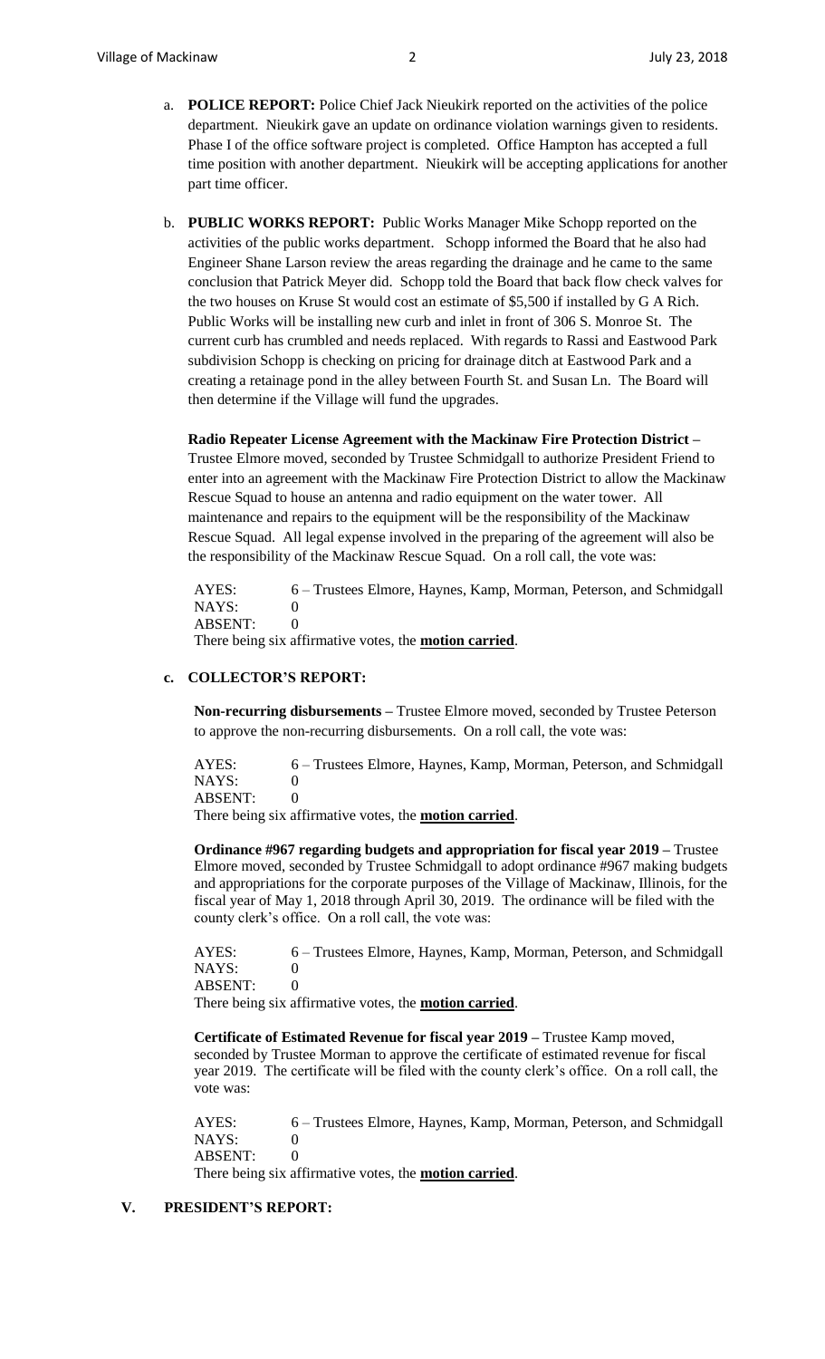a. **POLICE REPORT:** Police Chief Jack Nieukirk reported on the activities of the police department. Nieukirk gave an update on ordinance violation warnings given to residents. Phase I of the office software project is completed. Office Hampton has accepted a full time position with another department. Nieukirk will be accepting applications for another part time officer.

b. **PUBLIC WORKS REPORT:** Public Works Manager Mike Schopp reported on the activities of the public works department. Schopp informed the Board that he also had Engineer Shane Larson review the areas regarding the drainage and he came to the same conclusion that Patrick Meyer did. Schopp told the Board that back flow check valves for the two houses on Kruse St would cost an estimate of $5,500 if installed by G A Rich. Public Works will be installing new curb and inlet in front of 306 S. Monroe St. The current curb has crumbled and needs replaced. With regards to Rassi and Eastwood Park subdivision Schopp is checking on pricing for drainage ditch at Eastwood Park and a creating a retainage pond in the alley between Fourth St. and Susan Ln. The Board will then determine if the Village will fund the upgrades.

   **Radio Repeater License Agreement with the Mackinaw Fire Protection District –** Trustee Elmore moved, seconded by Trustee Schmidgall to authorize President Friend to enter into an agreement with the Mackinaw Fire Protection District to allow the Mackinaw Rescue Squad to house an antenna and radio equipment on the water tower. All maintenance and repairs to the equipment will be the responsibility of the Mackinaw Rescue Squad. All legal expense involved in the preparing of the agreement will also be the responsibility of the Mackinaw Rescue Squad. On a roll call, the vote was:

   AYES: 6 – Trustees Elmore, Haynes, Kamp, Morman, Peterson, and Schmidgall
   NAYS: 0
   ABSENT: 0
   There being six affirmative votes, the **motion carried**.

c. **COLLECTOR'S REPORT:**

   **Non-recurring disbursements –** Trustee Elmore moved, seconded by Trustee Peterson to approve the non-recurring disbursements. On a roll call, the vote was:

   AYES: 6 – Trustees Elmore, Haynes, Kamp, Morman, Peterson, and Schmidgall
   NAYS: 0
   ABSENT: 0
   There being six affirmative votes, the **motion carried**.

   **Ordinance #967 regarding budgets and appropriation for fiscal year 2019 –** Trustee Elmore moved, seconded by Trustee Schmidgall to adopt ordinance #967 making budgets and appropriations for the corporate purposes of the Village of Mackinaw, Illinois, for the fiscal year of May 1, 2018 through April 30, 2019. The ordinance will be filed with the county clerk's office. On a roll call, the vote was:

   AYES: 6 – Trustees Elmore, Haynes, Kamp, Morman, Peterson, and Schmidgall
   NAYS: 0
   ABSENT: 0
   There being six affirmative votes, the **motion carried**.

   **Certificate of Estimated Revenue for fiscal year 2019 –** Trustee Kamp moved, seconded by Trustee Morman to approve the certificate of estimated revenue for fiscal year 2019. The certificate will be filed with the county clerk's office. On a roll call, the vote was:

   AYES: 6 – Trustees Elmore, Haynes, Kamp, Morman, Peterson, and Schmidgall
   NAYS: 0
   ABSENT: 0
   There being six affirmative votes, the **motion carried**.

## V. PRESIDENT'S REPORT: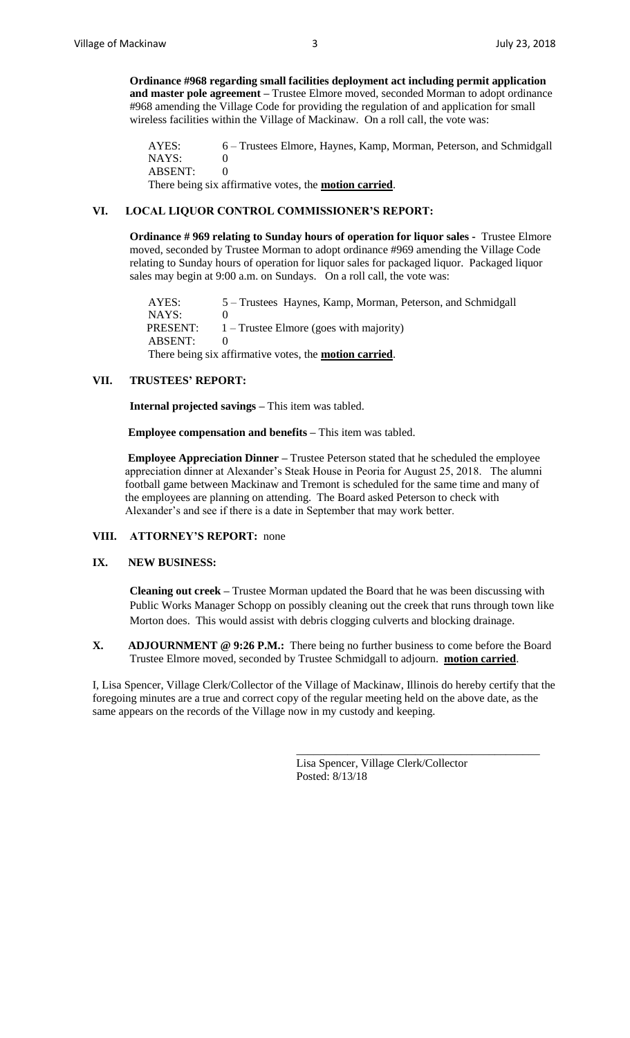**Ordinance #968 regarding small facilities deployment act including permit application and master pole agreement –** Trustee Elmore moved, seconded Morman to adopt ordinance #968 amending the Village Code for providing the regulation of and application for small wireless facilities within the Village of Mackinaw. On a roll call, the vote was:

| | |
|---|---|
| AYES: | 6 – Trustees Elmore, Haynes, Kamp, Morman, Peterson, and Schmidgall |
| NAYS: | 0 |
| ABSENT: | 0 |

There being six affirmative votes, the **motion carried**.

## VI. LOCAL LIQUOR CONTROL COMMISSIONER'S REPORT:

**Ordinance # 969 relating to Sunday hours of operation for liquor sales -** Trustee Elmore moved, seconded by Trustee Morman to adopt ordinance #969 amending the Village Code relating to Sunday hours of operation for liquor sales for packaged liquor. Packaged liquor sales may begin at 9:00 a.m. on Sundays. On a roll call, the vote was:

| | |
|---|---|
| AYES: | 5 – Trustees Haynes, Kamp, Morman, Peterson, and Schmidgall |
| NAYS: | 0 |
| PRESENT: | 1 – Trustee Elmore (goes with majority) |
| ABSENT: | 0 |

There being six affirmative votes, the **motion carried**.

## VII. TRUSTEES' REPORT:

**Internal projected savings –** This item was tabled.

**Employee compensation and benefits –** This item was tabled.

**Employee Appreciation Dinner –** Trustee Peterson stated that he scheduled the employee appreciation dinner at Alexander's Steak House in Peoria for August 25, 2018. The alumni football game between Mackinaw and Tremont is scheduled for the same time and many of the employees are planning on attending. The Board asked Peterson to check with Alexander's and see if there is a date in September that may work better.

## VIII. ATTORNEY'S REPORT: none

## IX. NEW BUSINESS:

**Cleaning out creek –** Trustee Morman updated the Board that he was been discussing with Public Works Manager Schopp on possibly cleaning out the creek that runs through town like Morton does. This would assist with debris clogging culverts and blocking drainage.

## X. ADJOURNMENT @ 9:26 P.M.: 

There being no further business to come before the Board Trustee Elmore moved, seconded by Trustee Schmidgall to adjourn. **motion carried**.

I, Lisa Spencer, Village Clerk/Collector of the Village of Mackinaw, Illinois do hereby certify that the foregoing minutes are a true and correct copy of the regular meeting held on the above date, as the same appears on the records of the Village now in my custody and keeping.

\_\_\_\_\_\_\_\_\_\_\_\_\_\_\_\_\_\_\_\_\_\_\_\_\_\_\_\_\_\_\_\_\_\_\_\_\_\_\_\_\_\_

Lisa Spencer, Village Clerk/Collector
Posted: 8/13/18